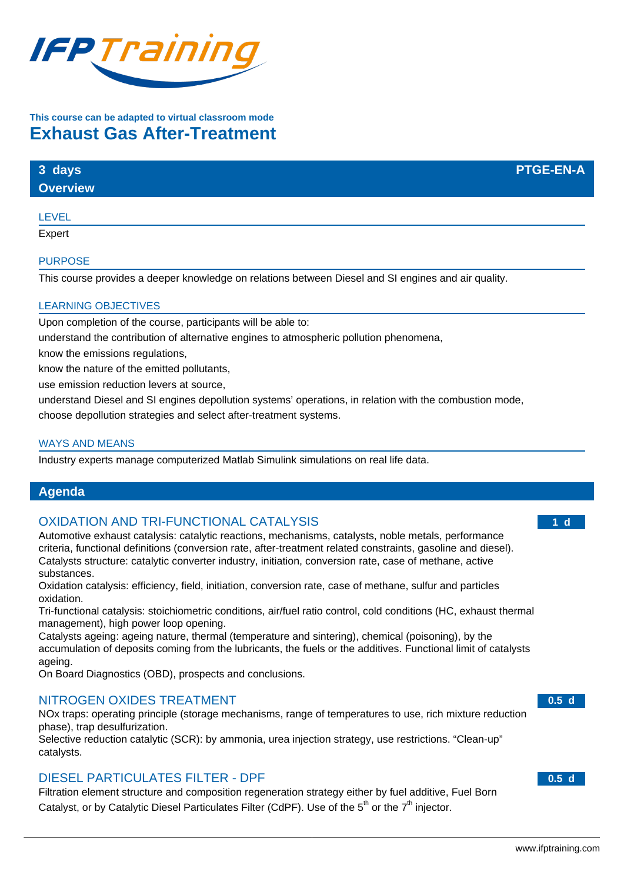This course can be adapted to virtual classroom mode

# Exhaust Gas After-Treatment

**3 days** **PTGE-EN-A**

## Overview

### LEVEL

Expert

### PURPOSE

This course provides a deeper knowledge on relations between Diesel and SI engines and air quality.

### LEARNING OBJECTIVES

Upon completion of the course, participants will be able to:

understand the contribution of alternative engines to atmospheric pollution phenomena,

know the emissions regulations,

know the nature of the emitted pollutants,

use emission reduction levers at source,

understand Diesel and SI engines depollution systems' operations, in relation with the combustion mode,

choose depollution strategies and select after-treatment systems.

### WAYS AND MEANS

Industry experts manage computerized Matlab Simulink simulations on real life data.

## Agenda

### OXIDATION AND TRI-FUNCTIONAL CATALYSIS — 1 d

Automotive exhaust catalysis: catalytic reactions, mechanisms, catalysts, noble metals, performance criteria, functional definitions (conversion rate, after-treatment related constraints, gasoline and diesel).
Catalysts structure: catalytic converter industry, initiation, conversion rate, case of methane, active substances.
Oxidation catalysis: efficiency, field, initiation, conversion rate, case of methane, sulfur and particles oxidation.
Tri-functional catalysis: stoichiometric conditions, air/fuel ratio control, cold conditions (HC, exhaust thermal management), high power loop opening.
Catalysts ageing: ageing nature, thermal (temperature and sintering), chemical (poisoning), by the accumulation of deposits coming from the lubricants, the fuels or the additives. Functional limit of catalysts ageing.
On Board Diagnostics (OBD), prospects and conclusions.

### NITROGEN OXIDES TREATMENT — 0.5 d

NOx traps: operating principle (storage mechanisms, range of temperatures to use, rich mixture reduction phase), trap desulfurization.
Selective reduction catalytic (SCR): by ammonia, urea injection strategy, use restrictions. "Clean-up" catalysts.

### DIESEL PARTICULATES FILTER - DPF — 0.5 d

Filtration element structure and composition regeneration strategy either by fuel additive, Fuel Born Catalyst, or by Catalytic Diesel Particulates Filter (CdPF). Use of the 5th or the 7th injector.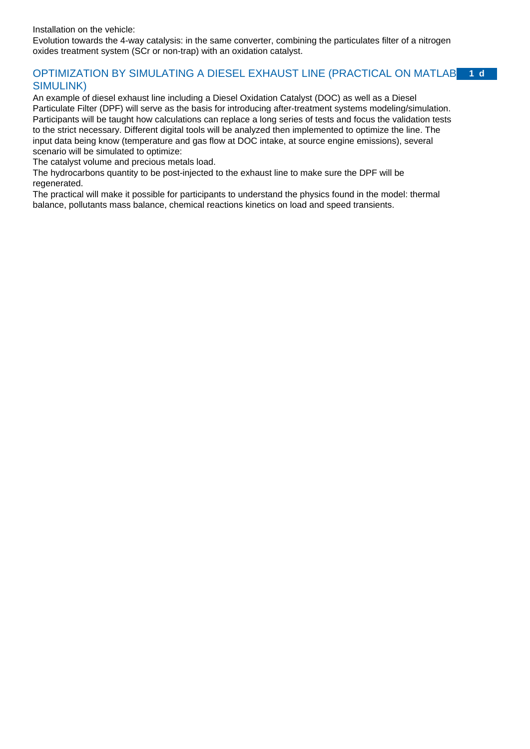Installation on the vehicle:
Evolution towards the 4-way catalysis: in the same converter, combining the particulates filter of a nitrogen oxides treatment system (SCr or non-trap) with an oxidation catalyst.

## OPTIMIZATION BY SIMULATING A DIESEL EXHAUST LINE (PRACTICAL ON MATLAB SIMULINK) **1 d**

An example of diesel exhaust line including a Diesel Oxidation Catalyst (DOC) as well as a Diesel Particulate Filter (DPF) will serve as the basis for introducing after-treatment systems modeling/simulation. Participants will be taught how calculations can replace a long series of tests and focus the validation tests to the strict necessary. Different digital tools will be analyzed then implemented to optimize the line. The input data being know (temperature and gas flow at DOC intake, at source engine emissions), several scenario will be simulated to optimize:
The catalyst volume and precious metals load.
The hydrocarbons quantity to be post-injected to the exhaust line to make sure the DPF will be regenerated.
The practical will make it possible for participants to understand the physics found in the model: thermal balance, pollutants mass balance, chemical reactions kinetics on load and speed transients.